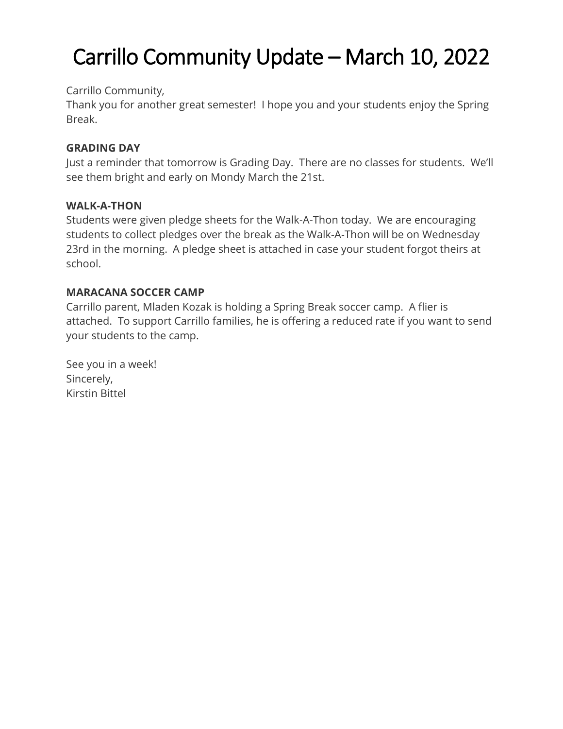# Carrillo Community Update – March 10, 2022

Carrillo Community,
Thank you for another great semester! I hope you and your students enjoy the Spring Break.

**GRADING DAY**
Just a reminder that tomorrow is Grading Day. There are no classes for students. We'll see them bright and early on Mondy March the 21st.

**WALK-A-THON**
Students were given pledge sheets for the Walk-A-Thon today. We are encouraging students to collect pledges over the break as the Walk-A-Thon will be on Wednesday 23rd in the morning. A pledge sheet is attached in case your student forgot theirs at school.

**MARACANA SOCCER CAMP**
Carrillo parent, Mladen Kozak is holding a Spring Break soccer camp. A flier is attached. To support Carrillo families, he is offering a reduced rate if you want to send your students to the camp.

See you in a week!
Sincerely,
Kirstin Bittel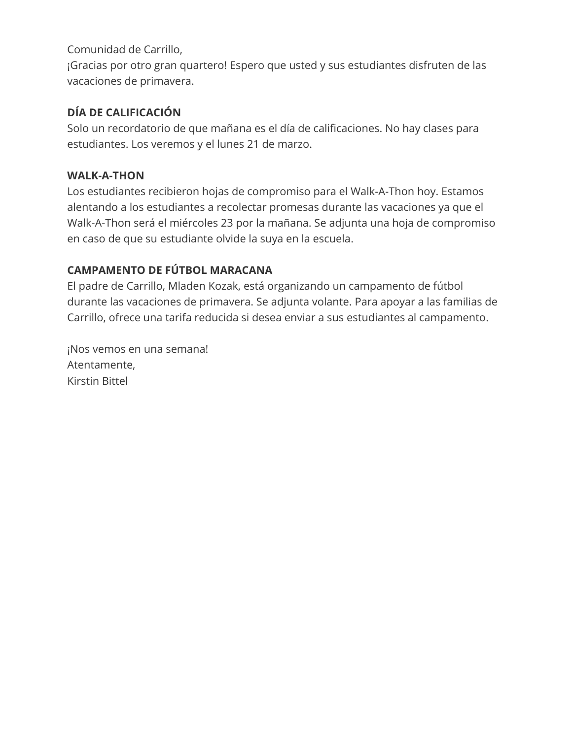Comunidad de Carrillo,
¡Gracias por otro gran quartero! Espero que usted y sus estudiantes disfruten de las vacaciones de primavera.

**DÍA DE CALIFICACIÓN**
Solo un recordatorio de que mañana es el día de calificaciones. No hay clases para estudiantes. Los veremos y el lunes 21 de marzo.

**WALK-A-THON**
Los estudiantes recibieron hojas de compromiso para el Walk-A-Thon hoy. Estamos alentando a los estudiantes a recolectar promesas durante las vacaciones ya que el Walk-A-Thon será el miércoles 23 por la mañana. Se adjunta una hoja de compromiso en caso de que su estudiante olvide la suya en la escuela.

**CAMPAMENTO DE FÚTBOL MARACANA**
El padre de Carrillo, Mladen Kozak, está organizando un campamento de fútbol durante las vacaciones de primavera. Se adjunta volante. Para apoyar a las familias de Carrillo, ofrece una tarifa reducida si desea enviar a sus estudiantes al campamento.

¡Nos vemos en una semana!
Atentamente,
Kirstin Bittel